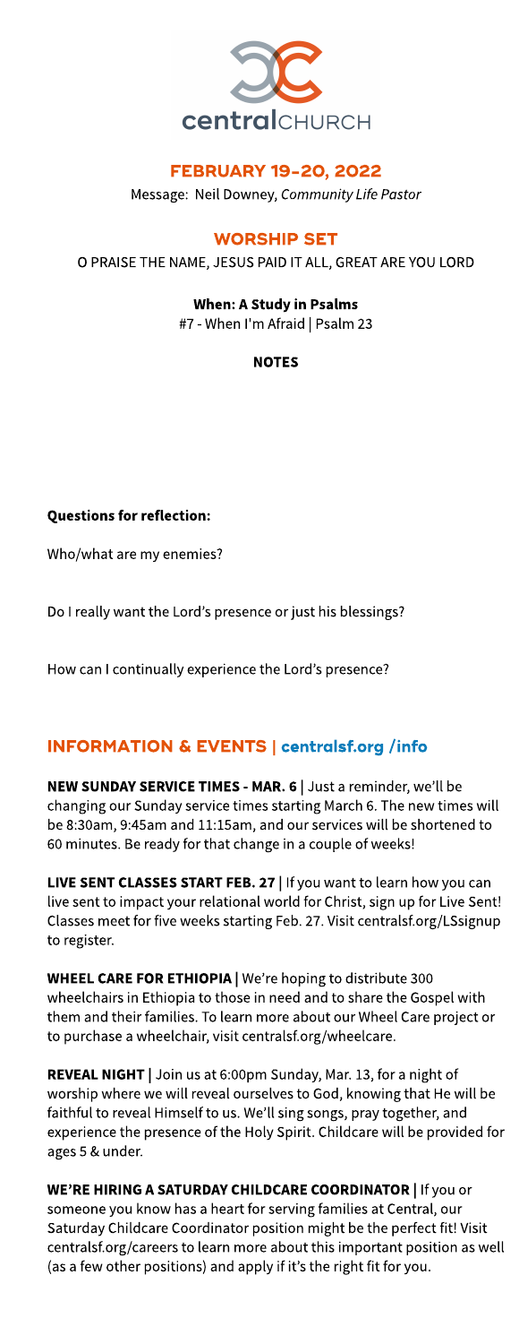centralCHURCH

## FEBRUARY 19-20, 2022

Message: Neil Downey, *Community Life Pastor*

## WORSHIP SET

O PRAISE THE NAME, JESUS PAID IT ALL, GREAT ARE YOU LORD

**When: A Study in Psalms**

#7 - When I'm Afraid | Psalm 23

**NOTES**

**Questions for reflection:**

Who/what are my enemies?

Do I really want the Lord's presence or just his blessings?

How can I continually experience the Lord's presence?

## INFORMATION & EVENTS | centralsf.org /info

**NEW SUNDAY SERVICE TIMES - MAR. 6 |** Just a reminder, we'll be changing our Sunday service times starting March 6. The new times will be 8:30am, 9:45am and 11:15am, and our services will be shortened to 60 minutes. Be ready for that change in a couple of weeks!

**LIVE SENT CLASSES START FEB. 27 |** If you want to learn how you can live sent to impact your relational world for Christ, sign up for Live Sent! Classes meet for five weeks starting Feb. 27. Visit centralsf.org/LSsignup to register.

**WHEEL CARE FOR ETHIOPIA |** We're hoping to distribute 300 wheelchairs in Ethiopia to those in need and to share the Gospel with them and their families. To learn more about our Wheel Care project or to purchase a wheelchair, visit centralsf.org/wheelcare.

**REVEAL NIGHT |** Join us at 6:00pm Sunday, Mar. 13, for a night of worship where we will reveal ourselves to God, knowing that He will be faithful to reveal Himself to us. We'll sing songs, pray together, and experience the presence of the Holy Spirit. Childcare will be provided for ages 5 & under.

**WE'RE HIRING A SATURDAY CHILDCARE COORDINATOR |** If you or someone you know has a heart for serving families at Central, our Saturday Childcare Coordinator position might be the perfect fit! Visit centralsf.org/careers to learn more about this important position as well (as a few other positions) and apply if it's the right fit for you.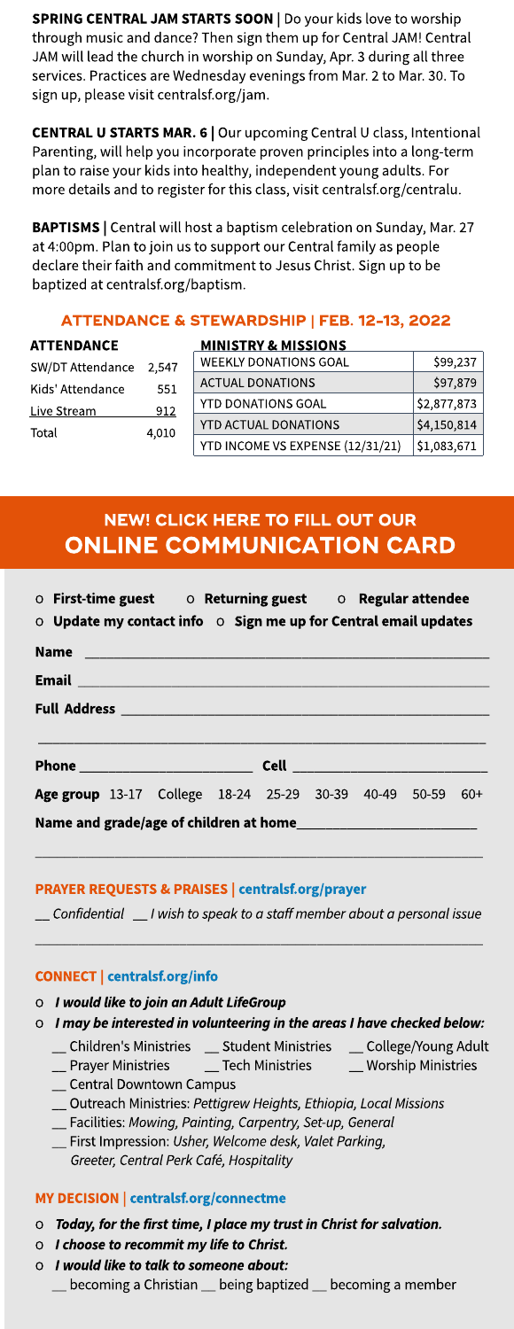**SPRING CENTRAL JAM STARTS SOON** | Do your kids love to worship through music and dance? Then sign them up for Central JAM! Central JAM will lead the church in worship on Sunday, Apr. 3 during all three services. Practices are Wednesday evenings from Mar. 2 to Mar. 30. To sign up, please visit centralsf.org/jam.

**CENTRAL U STARTS MAR. 6** | Our upcoming Central U class, Intentional Parenting, will help you incorporate proven principles into a long-term plan to raise your kids into healthy, independent young adults. For more details and to register for this class, visit centralsf.org/centralu.

**BAPTISMS** | Central will host a baptism celebration on Sunday, Mar. 27 at 4:00pm. Plan to join us to support our Central family as people declare their faith and commitment to Jesus Christ. Sign up to be baptized at centralsf.org/baptism.

## ATTENDANCE & STEWARDSHIP | FEB. 12-13, 2022

**ATTENDANCE**

| | |
|---|---|
| SW/DT Attendance | 2,547 |
| Kids' Attendance | 551 |
| Live Stream | 912 |
| Total | 4,010 |

**MINISTRY & MISSIONS**

| | |
|---|---|
| WEEKLY DONATIONS GOAL | $99,237 |
| ACTUAL DONATIONS | $97,879 |
| YTD DONATIONS GOAL | $2,877,873 |
| YTD ACTUAL DONATIONS | $4,150,814 |
| YTD INCOME VS EXPENSE (12/31/21) | $1,083,671 |

## NEW! CLICK HERE TO FILL OUT OUR ONLINE COMMUNICATION CARD

○ **First-time guest** ○ **Returning guest** ○ **Regular attendee**
○ **Update my contact info** ○ **Sign me up for Central email updates**

**Name** ______________________________

**Email** ______________________________

**Full Address** ______________________________

______________________________

**Phone** ______________ **Cell** ______________

**Age group** 13-17 College 18-24 25-29 30-39 40-49 50-59 60+

**Name and grade/age of children at home**______________

______________________________

### PRAYER REQUESTS & PRAISES | centralsf.org/prayer

__ *Confidential* __ *I wish to speak to a staff member about a personal issue*

______________________________

### CONNECT | centralsf.org/info

○ ***I would like to join an Adult LifeGroup***
○ ***I may be interested in volunteering in the areas I have checked below:***
- __ Children's Ministries __ Student Ministries __ College/Young Adult
- __ Prayer Ministries __ Tech Ministries __ Worship Ministries
- __ Central Downtown Campus
- __ Outreach Ministries: *Pettigrew Heights, Ethiopia, Local Missions*
- __ Facilities: *Mowing, Painting, Carpentry, Set-up, General*
- __ First Impression: *Usher, Welcome desk, Valet Parking, Greeter, Central Perk Café, Hospitality*

### MY DECISION | centralsf.org/connectme

○ ***Today, for the first time, I place my trust in Christ for salvation.***
○ ***I choose to recommit my life to Christ.***
○ ***I would like to talk to someone about:***
__ becoming a Christian __ being baptized __ becoming a member